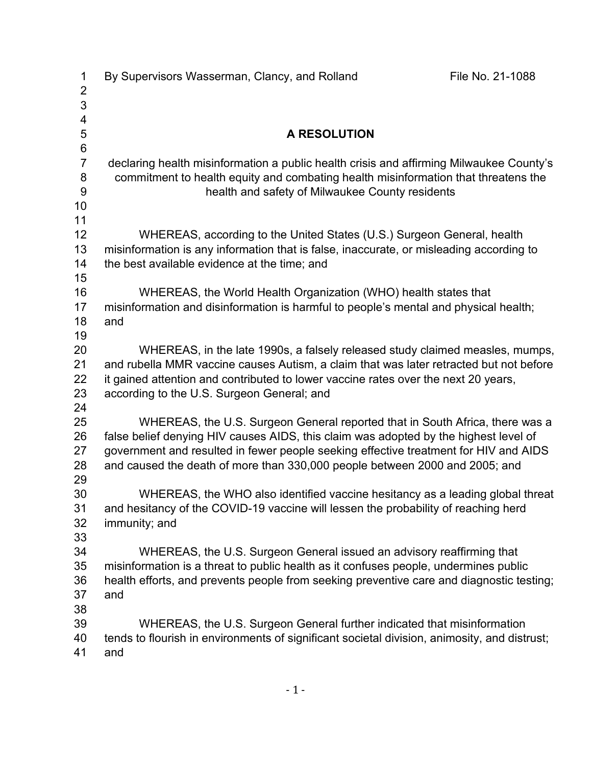By Supervisors Wasserman, Clancy, and Rolland File No. 21-1088

# A RESOLUTION

declaring health misinformation a public health crisis and affirming Milwaukee County's commitment to health equity and combating health misinformation that threatens the health and safety of Milwaukee County residents

WHEREAS, according to the United States (U.S.) Surgeon General, health misinformation is any information that is false, inaccurate, or misleading according to the best available evidence at the time; and

WHEREAS, the World Health Organization (WHO) health states that misinformation and disinformation is harmful to people's mental and physical health; and

WHEREAS, in the late 1990s, a falsely released study claimed measles, mumps, and rubella MMR vaccine causes Autism, a claim that was later retracted but not before it gained attention and contributed to lower vaccine rates over the next 20 years, according to the U.S. Surgeon General; and

WHEREAS, the U.S. Surgeon General reported that in South Africa, there was a false belief denying HIV causes AIDS, this claim was adopted by the highest level of government and resulted in fewer people seeking effective treatment for HIV and AIDS and caused the death of more than 330,000 people between 2000 and 2005; and

WHEREAS, the WHO also identified vaccine hesitancy as a leading global threat and hesitancy of the COVID-19 vaccine will lessen the probability of reaching herd immunity; and

WHEREAS, the U.S. Surgeon General issued an advisory reaffirming that misinformation is a threat to public health as it confuses people, undermines public health efforts, and prevents people from seeking preventive care and diagnostic testing; and

WHEREAS, the U.S. Surgeon General further indicated that misinformation tends to flourish in environments of significant societal division, animosity, and distrust; and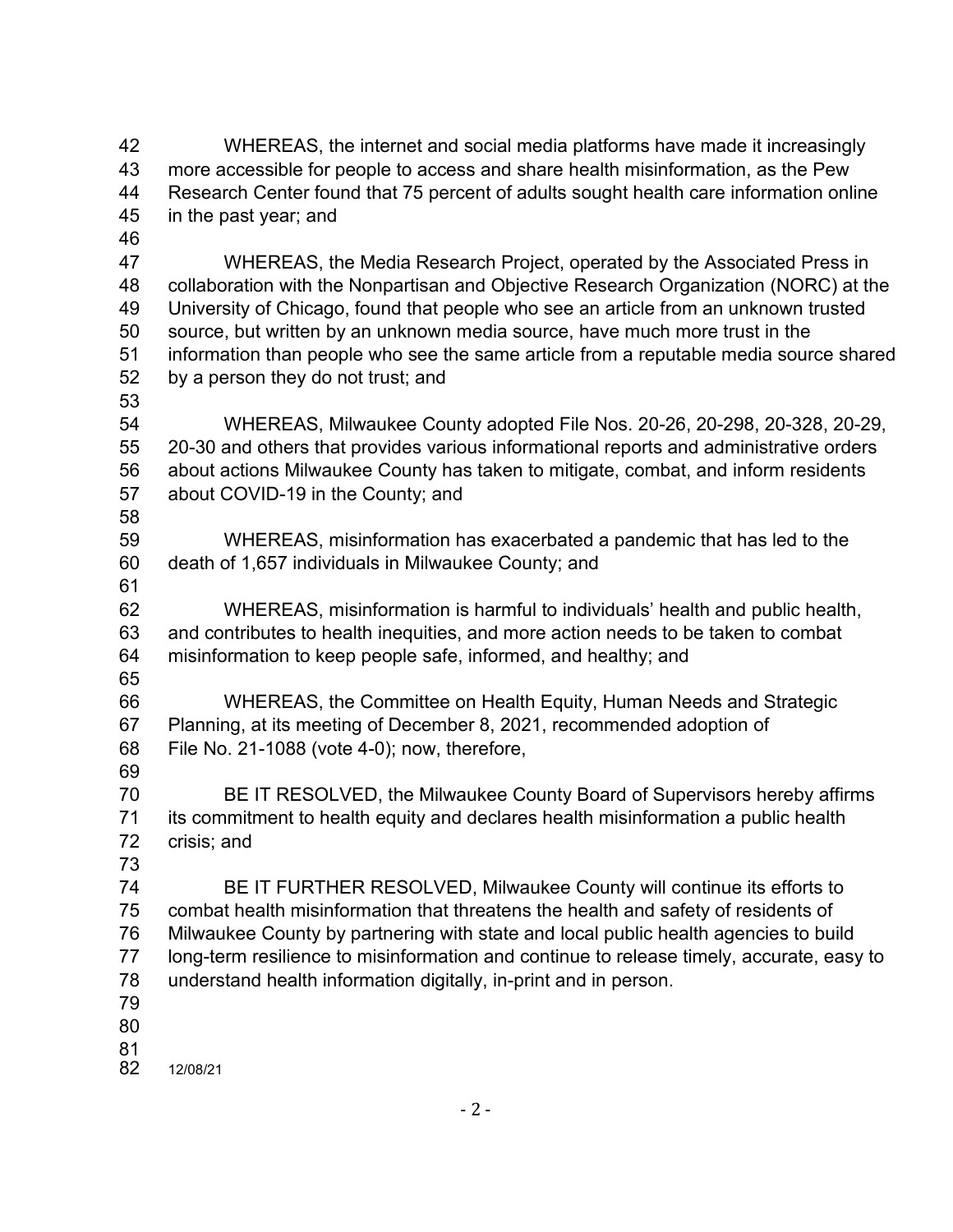WHEREAS, the internet and social media platforms have made it increasingly more accessible for people to access and share health misinformation, as the Pew Research Center found that 75 percent of adults sought health care information online in the past year; and

WHEREAS, the Media Research Project, operated by the Associated Press in collaboration with the Nonpartisan and Objective Research Organization (NORC) at the University of Chicago, found that people who see an article from an unknown trusted source, but written by an unknown media source, have much more trust in the information than people who see the same article from a reputable media source shared by a person they do not trust; and

WHEREAS, Milwaukee County adopted File Nos. 20-26, 20-298, 20-328, 20-29, 20-30 and others that provides various informational reports and administrative orders about actions Milwaukee County has taken to mitigate, combat, and inform residents about COVID-19 in the County; and

WHEREAS, misinformation has exacerbated a pandemic that has led to the death of 1,657 individuals in Milwaukee County; and

WHEREAS, misinformation is harmful to individuals' health and public health, and contributes to health inequities, and more action needs to be taken to combat misinformation to keep people safe, informed, and healthy; and

WHEREAS, the Committee on Health Equity, Human Needs and Strategic Planning, at its meeting of December 8, 2021, recommended adoption of File No. 21-1088 (vote 4-0); now, therefore,

BE IT RESOLVED, the Milwaukee County Board of Supervisors hereby affirms its commitment to health equity and declares health misinformation a public health crisis; and

BE IT FURTHER RESOLVED, Milwaukee County will continue its efforts to combat health misinformation that threatens the health and safety of residents of Milwaukee County by partnering with state and local public health agencies to build long-term resilience to misinformation and continue to release timely, accurate, easy to understand health information digitally, in-print and in person.

12/08/21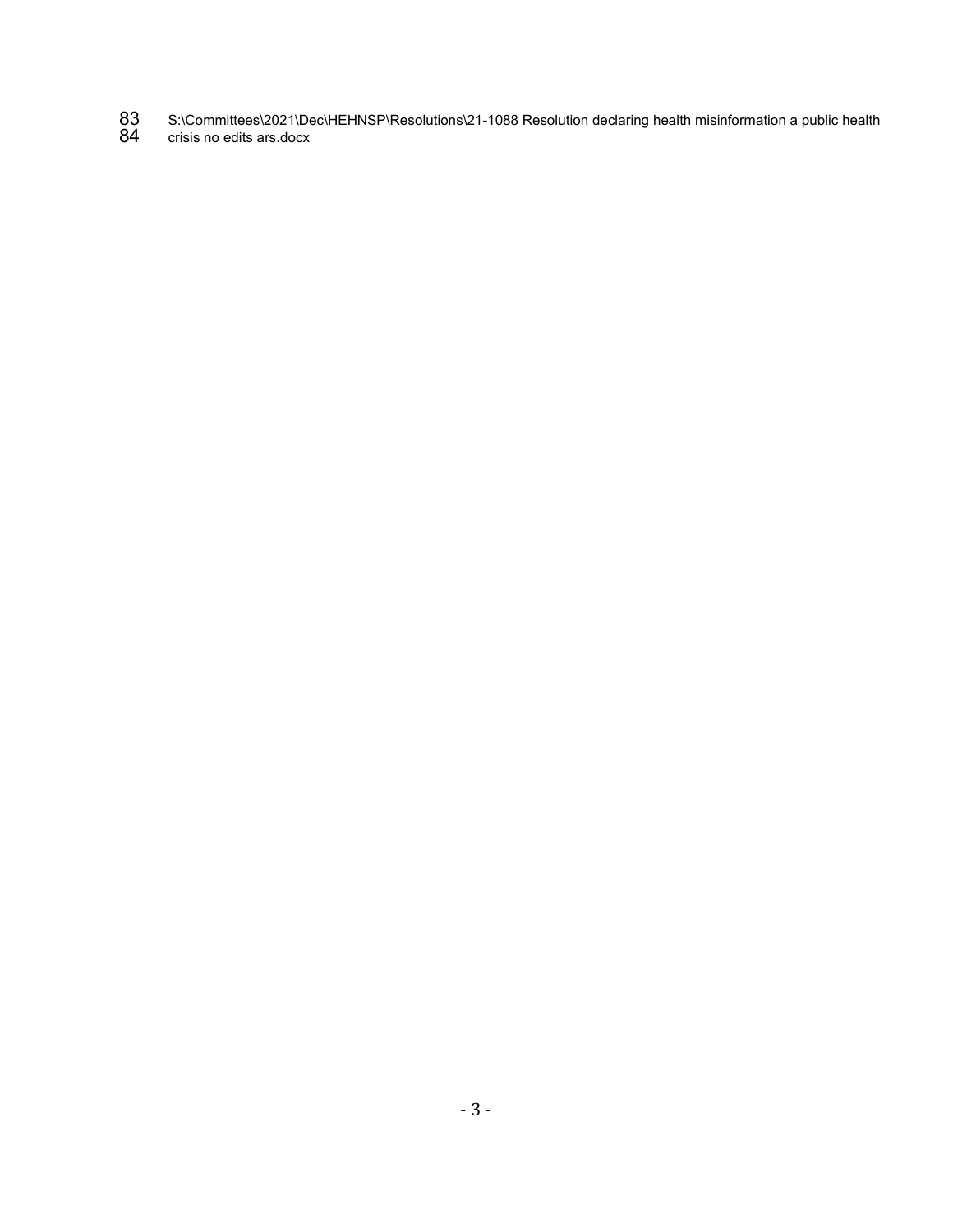83 S:\Committees\2021\Dec\HEHNSP\Resolutions\21-1088 Resolution declaring health misinformation a public health
84 crisis no edits ars.docx